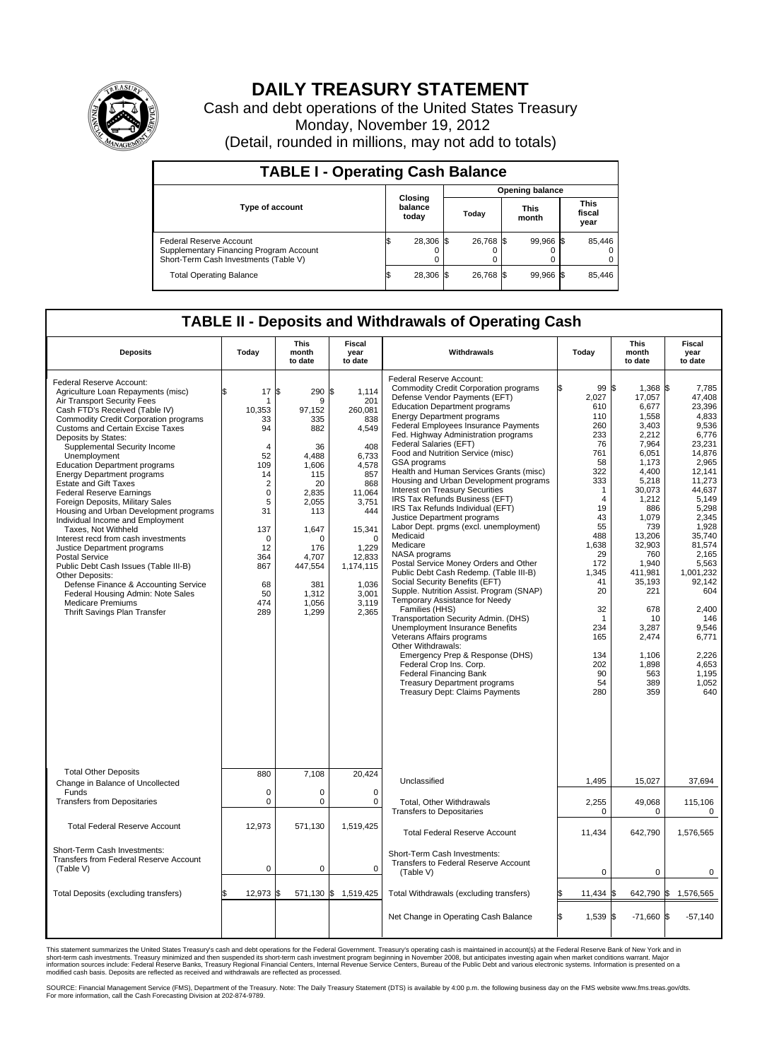# DAILY TREASURY STATEMENT

Cash and debt operations of the United States Treasury

Monday, November 19, 2012

(Detail, rounded in millions, may not add to totals)

## TABLE I - Operating Cash Balance

| Type of account | Closing balance today | Opening balance Today | Opening balance This month | Opening balance This fiscal year |
|---|---|---|---|---|
| Federal Reserve Account | $ 28,306 | $ 26,768 | $ 99,966 | $ 85,446 |
| Supplementary Financing Program Account | 0 | 0 | 0 | 0 |
| Short-Term Cash Investments (Table V) | 0 | 0 | 0 | 0 |
| Total Operating Balance | $ 28,306 | $ 26,768 | $ 99,966 | $ 85,446 |

## TABLE II - Deposits and Withdrawals of Operating Cash

| Deposits | Today | This month to date | Fiscal year to date | Withdrawals | Today | This month to date | Fiscal year to date |
|---|---|---|---|---|---|---|---|
| Federal Reserve Account: | | | | Federal Reserve Account: | | | |
| Agriculture Loan Repayments (misc) | $ 17 | $ 290 | $ 1,114 | Commodity Credit Corporation programs | $ 99 | $ 1,368 | $ 7,785 |
| Air Transport Security Fees | 1 | 9 | 201 | Defense Vendor Payments (EFT) | 2,027 | 17,057 | 47,408 |
| Cash FTD's Received (Table IV) | 10,353 | 97,152 | 260,081 | Education Department programs | 610 | 6,677 | 23,396 |
| Commodity Credit Corporation programs | 33 | 335 | 838 | Energy Department programs | 110 | 1,558 | 4,833 |
| Customs and Certain Excise Taxes | 94 | 882 | 4,549 | Federal Employees Insurance Payments | 260 | 3,403 | 9,536 |
| Deposits by States: | | | | Fed. Highway Administration programs | 233 | 2,212 | 6,776 |
| Supplemental Security Income | 4 | 36 | 408 | Federal Salaries (EFT) | 76 | 7,964 | 23,231 |
| Unemployment | 52 | 4,488 | 6,733 | Food and Nutrition Service (misc) | 761 | 6,051 | 14,876 |
| Education Department programs | 109 | 1,606 | 4,578 | GSA programs | 58 | 1,173 | 2,965 |
| Energy Department programs | 14 | 115 | 857 | Health and Human Services Grants (misc) | 322 | 4,400 | 12,141 |
| Estate and Gift Taxes | 2 | 20 | 868 | Housing and Urban Development programs | 333 | 5,218 | 11,273 |
| Federal Reserve Earnings | 0 | 2,835 | 11,064 | Interest on Treasury Securities | 1 | 30,073 | 44,637 |
| Foreign Deposits, Military Sales | 5 | 2,055 | 3,751 | IRS Tax Refunds Business (EFT) | 4 | 1,212 | 5,149 |
| Housing and Urban Development programs | 31 | 113 | 444 | IRS Tax Refunds Individual (EFT) | 19 | 886 | 5,298 |
| Individual Income and Employment | | | | Justice Department programs | 43 | 1,079 | 2,345 |
| Taxes, Not Withheld | 137 | 1,647 | 15,341 | Labor Dept. prgms (excl. unemployment) | 55 | 739 | 1,928 |
| Interest recd from cash investments | 0 | 0 | 0 | Medicaid | 488 | 13,206 | 35,740 |
| Justice Department programs | 12 | 176 | 1,229 | Medicare | 1,638 | 32,903 | 81,574 |
| Postal Service | 364 | 4,707 | 12,833 | NASA programs | 29 | 760 | 2,165 |
| Public Debt Cash Issues (Table III-B) | 867 | 447,554 | 1,174,115 | Postal Service Money Orders and Other | 172 | 1,940 | 5,563 |
| Other Deposits: | | | | Public Debt Cash Redemp. (Table III-B) | 1,345 | 411,981 | 1,001,232 |
| Defense Finance & Accounting Service | 68 | 381 | 1,036 | Social Security Benefits (EFT) | 41 | 35,193 | 92,142 |
| Federal Housing Admin: Note Sales | 50 | 1,312 | 3,001 | Supple. Nutrition Assist. Program (SNAP) | 20 | 221 | 604 |
| Medicare Premiums | 474 | 1,056 | 3,119 | Temporary Assistance for Needy | | | |
| Thrift Savings Plan Transfer | 289 | 1,299 | 2,365 | Families (HHS) | 32 | 678 | 2,400 |
| | | | | Transportation Security Admin. (DHS) | 1 | 10 | 146 |
| | | | | Unemployment Insurance Benefits | 234 | 3,287 | 9,546 |
| | | | | Veterans Affairs programs | 165 | 2,474 | 6,771 |
| | | | | Other Withdrawals: | | | |
| | | | | Emergency Prep & Response (DHS) | 134 | 1,106 | 2,226 |
| | | | | Federal Crop Ins. Corp. | 202 | 1,898 | 4,653 |
| | | | | Federal Financing Bank | 90 | 563 | 1,195 |
| | | | | Treasury Department programs | 54 | 389 | 1,052 |
| | | | | Treasury Dept: Claims Payments | 280 | 359 | 640 |
| Total Other Deposits | 880 | 7,108 | 20,424 | Unclassified | 1,495 | 15,027 | 37,694 |
| Change in Balance of Uncollected Funds | 0 | 0 | 0 | | | | |
| Transfers from Depositaries | 0 | 0 | 0 | Total, Other Withdrawals | 2,255 | 49,068 | 115,106 |
| | | | | Transfers to Depositaries | 0 | 0 | 0 |
| Total Federal Reserve Account | 12,973 | 571,130 | 1,519,425 | Total Federal Reserve Account | 11,434 | 642,790 | 1,576,565 |
| Short-Term Cash Investments: Transfers from Federal Reserve Account (Table V) | 0 | 0 | 0 | Short-Term Cash Investments: Transfers to Federal Reserve Account (Table V) | 0 | 0 | 0 |
| Total Deposits (excluding transfers) | $ 12,973 | $ 571,130 | $ 1,519,425 | Total Withdrawals (excluding transfers) | $ 11,434 | $ 642,790 | $ 1,576,565 |
| | | | | Net Change in Operating Cash Balance | $ 1,539 | $ -71,660 | $ -57,140 |

This statement summarizes the United States Treasury's cash and debt operations for the Federal Government. Treasury's operating cash is maintained in account(s) at the Federal Reserve Bank of New York and in short-term cash investments. Treasury minimized and then suspended its short-term cash investment program beginning in November 2008, but anticipates investing again when market conditions warrant. Major information sources include: Federal Reserve Banks, Treasury Regional Financial Centers, Internal Revenue Service Centers, Bureau of the Public Debt and various electronic systems. Information is presented on a modified cash basis. Deposits are reflected as received and withdrawals are reflected as processed.

SOURCE: Financial Management Service (FMS), Department of the Treasury. Note: The Daily Treasury Statement (DTS) is available by 4:00 p.m. the following business day on the FMS website www.fms.treas.gov/dts. For more information, call the Cash Forecasting Division at 202-874-9789.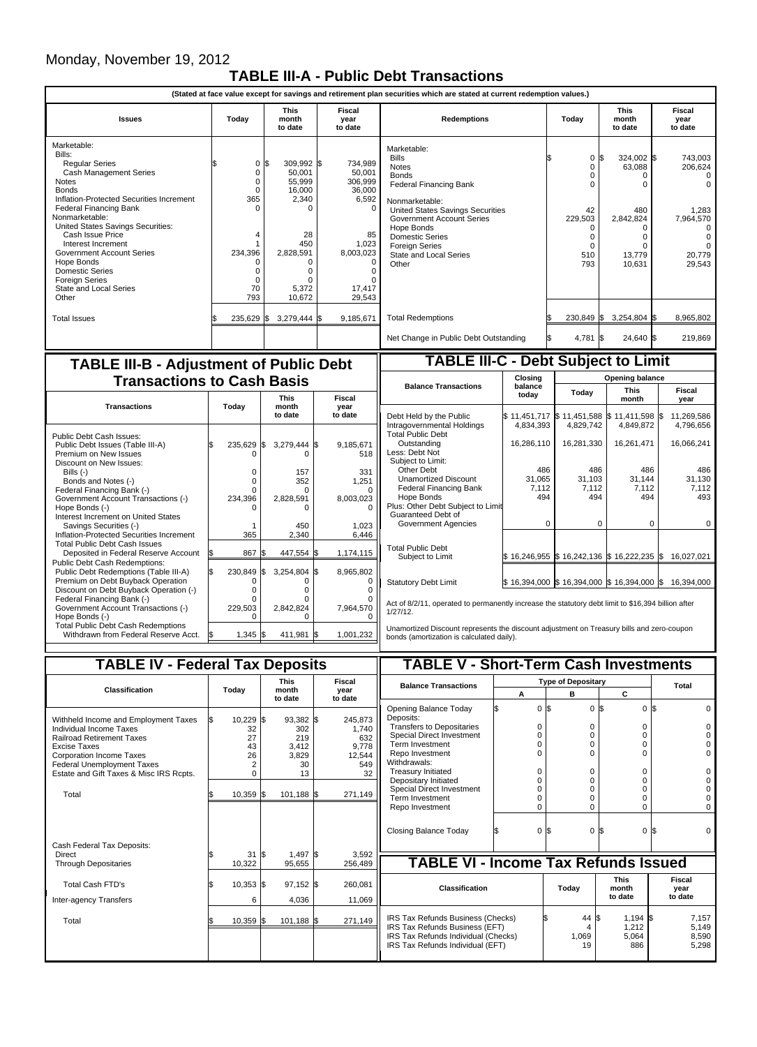Monday, November 19, 2012

# TABLE III-A - Public Debt Transactions

(Stated at face value except for savings and retirement plan securities which are stated at current redemption values.)

| Issues | Today | This month to date | Fiscal year to date |
|---|---|---|---|
| Marketable: | | | |
| Bills: | | | |
| Regular Series | $ 0 | $ 309,992 | $ 734,989 |
| Cash Management Series | 0 | 50,001 | 50,001 |
| Notes | 0 | 55,999 | 306,999 |
| Bonds | 0 | 16,000 | 36,000 |
| Inflation-Protected Securities Increment | 365 | 2,340 | 6,592 |
| Federal Financing Bank | 0 | 0 | 0 |
| Nonmarketable: | | | |
| United States Savings Securities: | | | |
| Cash Issue Price | 4 | 28 | 85 |
| Interest Increment | 1 | 450 | 1,023 |
| Government Account Series | 234,396 | 2,828,591 | 8,003,023 |
| Hope Bonds | 0 | 0 | 0 |
| Domestic Series | 0 | 0 | 0 |
| Foreign Series | 0 | 0 | 0 |
| State and Local Series | 70 | 5,372 | 17,417 |
| Other | 793 | 10,672 | 29,543 |
| Total Issues | $ 235,629 | $ 3,279,444 | $ 9,185,671 |

| Redemptions | Today | This month to date | Fiscal year to date |
|---|---|---|---|
| Marketable: | | | |
| Bills | $ 0 | $ 324,002 | $ 743,003 |
| Notes | 0 | 63,088 | 206,624 |
| Bonds | 0 | 0 | 0 |
| Federal Financing Bank | 0 | 0 | 0 |
| Nonmarketable: | | | |
| United States Savings Securities | 42 | 480 | 1,283 |
| Government Account Series | 229,503 | 2,842,824 | 7,964,570 |
| Hope Bonds | 0 | 0 | 0 |
| Domestic Series | 0 | 0 | 0 |
| Foreign Series | 0 | 0 | 0 |
| State and Local Series | 510 | 13,779 | 20,779 |
| Other | 793 | 10,631 | 29,543 |
| Total Redemptions | $ 230,849 | $ 3,254,804 | $ 8,965,802 |
| Net Change in Public Debt Outstanding | $ 4,781 | $ 24,640 | $ 219,869 |

# TABLE III-B - Adjustment of Public Debt Transactions to Cash Basis

| Transactions | Today | This month to date | Fiscal year to date |
|---|---|---|---|
| Public Debt Cash Issues: | | | |
| Public Debt Issues (Table III-A) | $ 235,629 | $ 3,279,444 | $ 9,185,671 |
| Premium on New Issues | 0 | 0 | 518 |
| Discount on New Issues: | | | |
| Bills (-) | 0 | 157 | 331 |
| Bonds and Notes (-) | 0 | 352 | 1,251 |
| Federal Financing Bank (-) | 0 | 0 | 0 |
| Government Account Transactions (-) | 234,396 | 2,828,591 | 8,003,023 |
| Hope Bonds (-) | 0 | 0 | 0 |
| Interest Increment on United States Savings Securities (-) | 1 | 450 | 1,023 |
| Inflation-Protected Securities Increment | 365 | 2,340 | 6,446 |
| Total Public Debt Cash Issues Deposited in Federal Reserve Account | $ 867 | $ 447,554 | $ 1,174,115 |
| Public Debt Cash Redemptions: | | | |
| Public Debt Redemptions (Table III-A) | $ 230,849 | $ 3,254,804 | $ 8,965,802 |
| Premium on Debt Buyback Operation | 0 | 0 | 0 |
| Discount on Debt Buyback Operation (-) | 0 | 0 | 0 |
| Federal Financing Bank (-) | 0 | 0 | 0 |
| Government Account Transactions (-) | 229,503 | 2,842,824 | 7,964,570 |
| Hope Bonds (-) | 0 | 0 | 0 |
| Total Public Debt Cash Redemptions Withdrawn from Federal Reserve Acct. | $ 1,345 | $ 411,981 | $ 1,001,232 |

# TABLE III-C - Debt Subject to Limit

| Balance Transactions | Closing balance today | Opening balance Today | Opening balance This month | Opening balance Fiscal year |
|---|---|---|---|---|
| Debt Held by the Public | $ 11,451,717 | $ 11,451,588 | $ 11,411,598 | $ 11,269,586 |
| Intragovernmental Holdings | 4,834,393 | 4,829,742 | 4,849,872 | 4,796,656 |
| Total Public Debt Outstanding | 16,286,110 | 16,281,330 | 16,261,471 | 16,066,241 |
| Less: Debt Not Subject to Limit: | | | | |
| Other Debt | 486 | 486 | 486 | 486 |
| Unamortized Discount | 31,065 | 31,103 | 31,144 | 31,130 |
| Federal Financing Bank | 7,112 | 7,112 | 7,112 | 7,112 |
| Hope Bonds | 494 | 494 | 494 | 493 |
| Plus: Other Debt Subject to Limit | | | | |
| Guaranteed Debt of Government Agencies | 0 | 0 | 0 | 0 |
| Total Public Debt Subject to Limit | $ 16,246,955 | $ 16,242,136 | $ 16,222,235 | $ 16,027,021 |
| Statutory Debt Limit | $ 16,394,000 | $ 16,394,000 | $ 16,394,000 | $ 16,394,000 |

Act of 8/2/11, operated to permanently increase the statutory debt limit to $16,394 billion after 1/27/12.

Unamortized Discount represents the discount adjustment on Treasury bills and zero-coupon bonds (amortization is calculated daily).

# TABLE IV - Federal Tax Deposits

| Classification | Today | This month to date | Fiscal year to date |
|---|---|---|---|
| Withheld Income and Employment Taxes | $ 10,229 | $ 93,382 | $ 245,873 |
| Individual Income Taxes | 32 | 302 | 1,740 |
| Railroad Retirement Taxes | 27 | 219 | 632 |
| Excise Taxes | 43 | 3,412 | 9,778 |
| Corporation Income Taxes | 26 | 3,829 | 12,544 |
| Federal Unemployment Taxes | 2 | 30 | 549 |
| Estate and Gift Taxes & Misc IRS Rcpts. | 0 | 13 | 32 |
| Total | $ 10,359 | $ 101,188 | $ 271,149 |
| Cash Federal Tax Deposits: | | | |
| Direct | $ 31 | $ 1,497 | $ 3,592 |
| Through Depositaries | 10,322 | 95,655 | 256,489 |
| Total Cash FTD's | $ 10,353 | $ 97,152 | $ 260,081 |
| Inter-agency Transfers | 6 | 4,036 | 11,069 |
| Total | $ 10,359 | $ 101,188 | $ 271,149 |

# TABLE V - Short-Term Cash Investments

| Balance Transactions | Type of Depositary A | Type of Depositary B | Type of Depositary C | Total |
|---|---|---|---|---|
| Opening Balance Today | $ 0 | $ 0 | $ 0 | $ 0 |
| Deposits: | | | | |
| Transfers to Depositaries | 0 | 0 | 0 | 0 |
| Special Direct Investment | 0 | 0 | 0 | 0 |
| Term Investment | 0 | 0 | 0 | 0 |
| Repo Investment | 0 | 0 | 0 | 0 |
| Withdrawals: | | | | |
| Treasury Initiated | 0 | 0 | 0 | 0 |
| Depositary Initiated | 0 | 0 | 0 | 0 |
| Special Direct Investment | 0 | 0 | 0 | 0 |
| Term Investment | 0 | 0 | 0 | 0 |
| Repo Investment | 0 | 0 | 0 | 0 |
| Closing Balance Today | $ 0 | $ 0 | $ 0 | $ 0 |

# TABLE VI - Income Tax Refunds Issued

| Classification | Today | This month to date | Fiscal year to date |
|---|---|---|---|
| IRS Tax Refunds Business (Checks) | $ 44 | $ 1,194 | $ 7,157 |
| IRS Tax Refunds Business (EFT) | 4 | 1,212 | 5,149 |
| IRS Tax Refunds Individual (Checks) | 1,069 | 5,064 | 8,590 |
| IRS Tax Refunds Individual (EFT) | 19 | 886 | 5,298 |